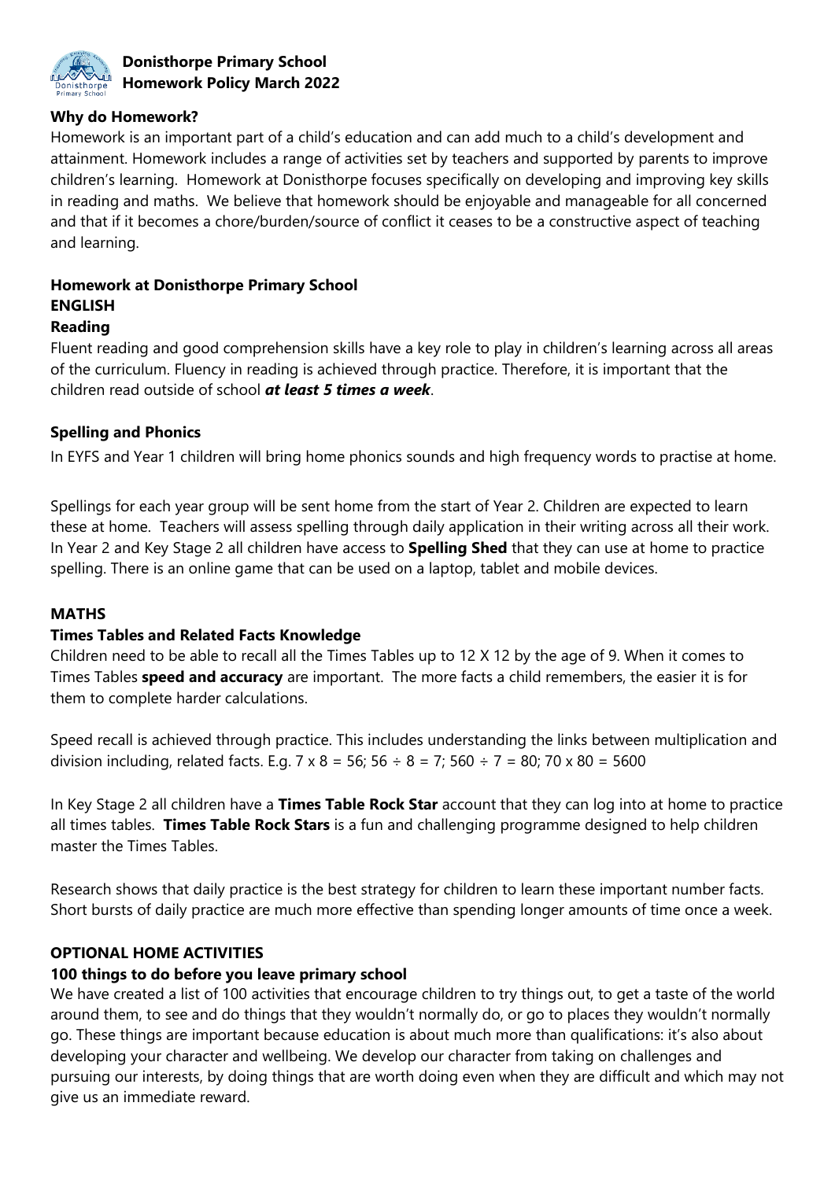# Donisthorpe Primary School
## Homework Policy March 2022

### Why do Homework?

Homework is an important part of a child's education and can add much to a child's development and attainment. Homework includes a range of activities set by teachers and supported by parents to improve children's learning. Homework at Donisthorpe focuses specifically on developing and improving key skills in reading and maths. We believe that homework should be enjoyable and manageable for all concerned and that if it becomes a chore/burden/source of conflict it ceases to be a constructive aspect of teaching and learning.

### Homework at Donisthorpe Primary School

### ENGLISH

#### Reading

Fluent reading and good comprehension skills have a key role to play in children's learning across all areas of the curriculum. Fluency in reading is achieved through practice. Therefore, it is important that the children read outside of school ***at least 5 times a week***.

#### Spelling and Phonics

In EYFS and Year 1 children will bring home phonics sounds and high frequency words to practise at home.

Spellings for each year group will be sent home from the start of Year 2. Children are expected to learn these at home. Teachers will assess spelling through daily application in their writing across all their work. In Year 2 and Key Stage 2 all children have access to **Spelling Shed** that they can use at home to practice spelling. There is an online game that can be used on a laptop, tablet and mobile devices.

### MATHS

#### Times Tables and Related Facts Knowledge

Children need to be able to recall all the Times Tables up to 12 X 12 by the age of 9. When it comes to Times Tables **speed and accuracy** are important. The more facts a child remembers, the easier it is for them to complete harder calculations.

Speed recall is achieved through practice. This includes understanding the links between multiplication and division including, related facts. E.g. $7 \times 8 = 56$; $56 \div 8 = 7$; $560 \div 7 = 80$; $70 \times 80 = 5600$

In Key Stage 2 all children have a **Times Table Rock Star** account that they can log into at home to practice all times tables. **Times Table Rock Stars** is a fun and challenging programme designed to help children master the Times Tables.

Research shows that daily practice is the best strategy for children to learn these important number facts. Short bursts of daily practice are much more effective than spending longer amounts of time once a week.

### OPTIONAL HOME ACTIVITIES

#### 100 things to do before you leave primary school

We have created a list of 100 activities that encourage children to try things out, to get a taste of the world around them, to see and do things that they wouldn't normally do, or go to places they wouldn't normally go. These things are important because education is about much more than qualifications: it's also about developing your character and wellbeing. We develop our character from taking on challenges and pursuing our interests, by doing things that are worth doing even when they are difficult and which may not give us an immediate reward.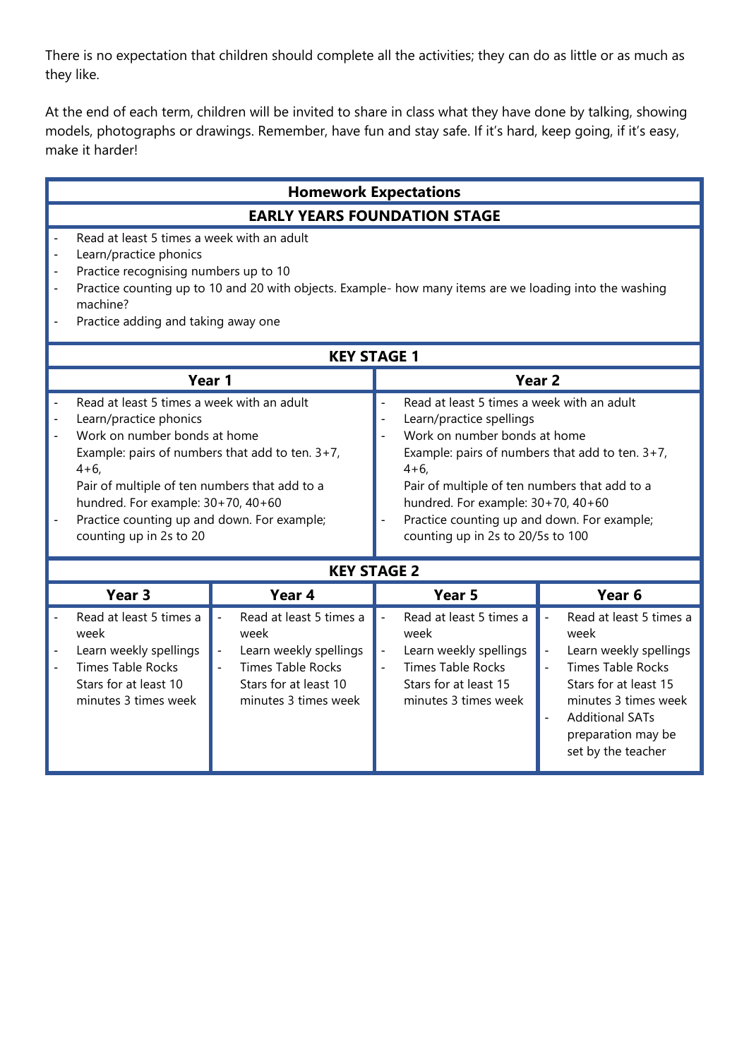There is no expectation that children should complete all the activities; they can do as little or as much as they like.

At the end of each term, children will be invited to share in class what they have done by talking, showing models, photographs or drawings. Remember, have fun and stay safe. If it's hard, keep going, if it's easy, make it harder!

## Homework Expectations

### EARLY YEARS FOUNDATION STAGE

- Read at least 5 times a week with an adult
- Learn/practice phonics
- Practice recognising numbers up to 10
- Practice counting up to 10 and 20 with objects. Example- how many items are we loading into the washing machine?
- Practice adding and taking away one

### KEY STAGE 1

| Year 1 | Year 2 |
|---|---|
| - Read at least 5 times a week with an adult<br>- Learn/practice phonics<br>- Work on number bonds at home<br>Example: pairs of numbers that add to ten. 3+7, 4+6,<br>Pair of multiple of ten numbers that add to a hundred. For example: 30+70, 40+60<br>- Practice counting up and down. For example; counting up in 2s to 20 | - Read at least 5 times a week with an adult<br>- Learn/practice spellings<br>- Work on number bonds at home<br>Example: pairs of numbers that add to ten. 3+7, 4+6,<br>Pair of multiple of ten numbers that add to a hundred. For example: 30+70, 40+60<br>- Practice counting up and down. For example; counting up in 2s to 20/5s to 100 |

### KEY STAGE 2

| Year 3 | Year 4 | Year 5 | Year 6 |
|---|---|---|---|
| - Read at least 5 times a week<br>- Learn weekly spellings<br>- Times Table Rocks Stars for at least 10 minutes 3 times week | - Read at least 5 times a week<br>- Learn weekly spellings<br>- Times Table Rocks Stars for at least 10 minutes 3 times week | - Read at least 5 times a week<br>- Learn weekly spellings<br>- Times Table Rocks Stars for at least 15 minutes 3 times week | - Read at least 5 times a week<br>- Learn weekly spellings<br>- Times Table Rocks Stars for at least 15 minutes 3 times week<br>- Additional SATs preparation may be set by the teacher |